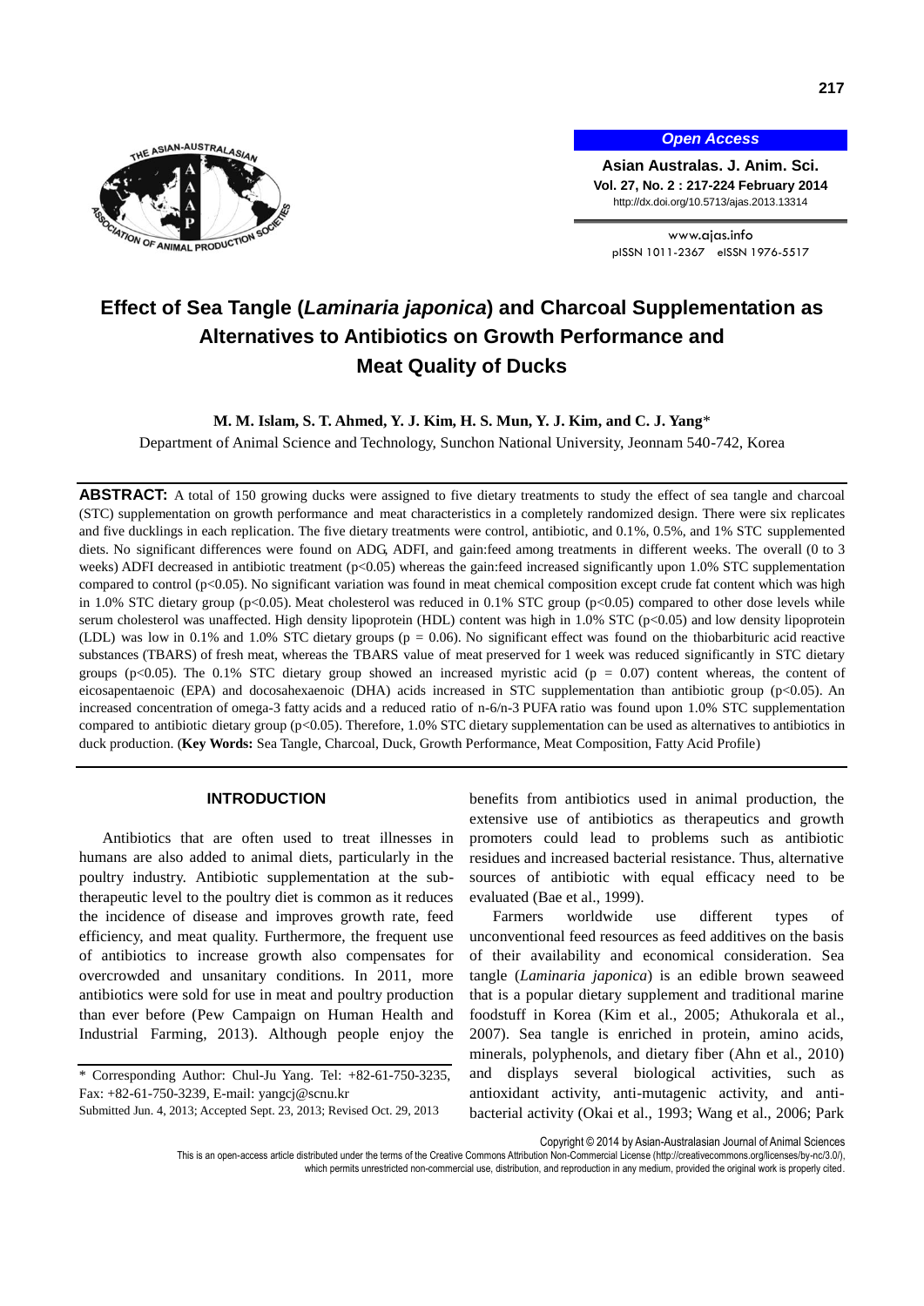*Open Access*

**Asian Australas. J. Anim. Sci.**
**Vol. 27, No. 2 : 217-224 February 2014**
http://dx.doi.org/10.5713/ajas.2013.13314

www.ajas.info
pISSN 1011-2367 eISSN 1976-5517

# Effect of Sea Tangle (*Laminaria japonica*) and Charcoal Supplementation as Alternatives to Antibiotics on Growth Performance and Meat Quality of Ducks

**M. M. Islam, S. T. Ahmed, Y. J. Kim, H. S. Mun, Y. J. Kim, and C. J. Yang***

Department of Animal Science and Technology, Sunchon National University, Jeonnam 540-742, Korea

**ABSTRACT:** A total of 150 growing ducks were assigned to five dietary treatments to study the effect of sea tangle and charcoal (STC) supplementation on growth performance and meat characteristics in a completely randomized design. There were six replicates and five ducklings in each replication. The five dietary treatments were control, antibiotic, and 0.1%, 0.5%, and 1% STC supplemented diets. No significant differences were found on ADG, ADFI, and gain:feed among treatments in different weeks. The overall (0 to 3 weeks) ADFI decreased in antibiotic treatment ($p<0.05$) whereas the gain:feed increased significantly upon 1.0% STC supplementation compared to control ($p<0.05$). No significant variation was found in meat chemical composition except crude fat content which was high in 1.0% STC dietary group ($p<0.05$). Meat cholesterol was reduced in 0.1% STC group ($p<0.05$) compared to other dose levels while serum cholesterol was unaffected. High density lipoprotein (HDL) content was high in 1.0% STC ($p<0.05$) and low density lipoprotein (LDL) was low in 0.1% and 1.0% STC dietary groups ($p = 0.06$). No significant effect was found on the thiobarbituric acid reactive substances (TBARS) of fresh meat, whereas the TBARS value of meat preserved for 1 week was reduced significantly in STC dietary groups ($p<0.05$). The 0.1% STC dietary group showed an increased myristic acid ($p = 0.07$) content whereas, the content of eicosapentaenoic (EPA) and docosahexaenoic (DHA) acids increased in STC supplementation than antibiotic group ($p<0.05$). An increased concentration of omega-3 fatty acids and a reduced ratio of n-6/n-3 PUFA ratio was found upon 1.0% STC supplementation compared to antibiotic dietary group ($p<0.05$). Therefore, 1.0% STC dietary supplementation can be used as alternatives to antibiotics in duck production. (**Key Words:** Sea Tangle, Charcoal, Duck, Growth Performance, Meat Composition, Fatty Acid Profile)

## INTRODUCTION

Antibiotics that are often used to treat illnesses in humans are also added to animal diets, particularly in the poultry industry. Antibiotic supplementation at the sub-therapeutic level to the poultry diet is common as it reduces the incidence of disease and improves growth rate, feed efficiency, and meat quality. Furthermore, the frequent use of antibiotics to increase growth also compensates for overcrowded and unsanitary conditions. In 2011, more antibiotics were sold for use in meat and poultry production than ever before (Pew Campaign on Human Health and Industrial Farming, 2013). Although people enjoy the benefits from antibiotics used in animal production, the extensive use of antibiotics as therapeutics and growth promoters could lead to problems such as antibiotic residues and increased bacterial resistance. Thus, alternative sources of antibiotic with equal efficacy need to be evaluated (Bae et al., 1999).

Farmers worldwide use different types of unconventional feed resources as feed additives on the basis of their availability and economical consideration. Sea tangle (*Laminaria japonica*) is an edible brown seaweed that is a popular dietary supplement and traditional marine foodstuff in Korea (Kim et al., 2005; Athukorala et al., 2007). Sea tangle is enriched in protein, amino acids, minerals, polyphenols, and dietary fiber (Ahn et al., 2010) and displays several biological activities, such as antioxidant activity, anti-mutagenic activity, and anti-bacterial activity (Okai et al., 1993; Wang et al., 2006; Park

* Corresponding Author: Chul-Ju Yang. Tel: +82-61-750-3235, Fax: +82-61-750-3239, E-mail: yangcj@scnu.kr

Submitted Jun. 4, 2013; Accepted Sept. 23, 2013; Revised Oct. 29, 2013

Copyright © 2014 by Asian-Australasian Journal of Animal Sciences

This is an open-access article distributed under the terms of the Creative Commons Attribution Non-Commercial License (http://creativecommons.org/licenses/by-nc/3.0/), which permits unrestricted non-commercial use, distribution, and reproduction in any medium, provided the original work is properly cited.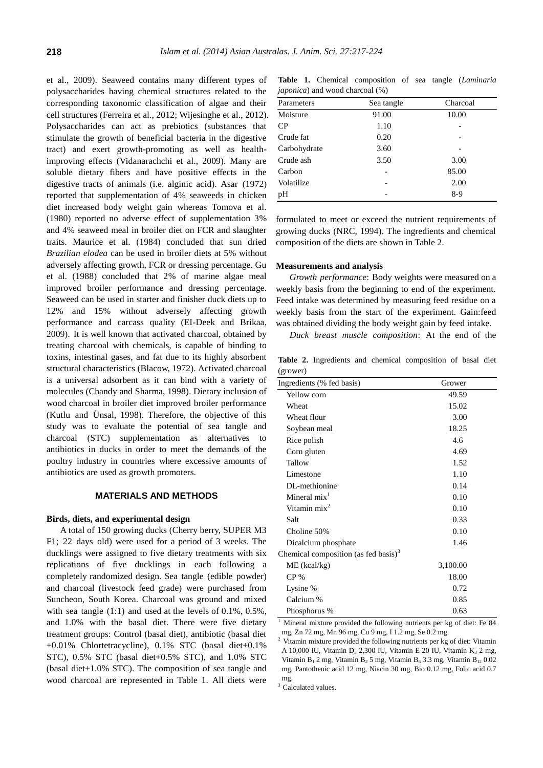et al., 2009). Seaweed contains many different types of polysaccharides having chemical structures related to the corresponding taxonomic classification of algae and their cell structures (Ferreira et al., 2012; Wijesinghe et al., 2012). Polysaccharides can act as prebiotics (substances that stimulate the growth of beneficial bacteria in the digestive tract) and exert growth-promoting as well as health-improving effects (Vidanarachchi et al., 2009). Many are soluble dietary fibers and have positive effects in the digestive tracts of animals (i.e. alginic acid). Asar (1972) reported that supplementation of 4% seaweeds in chicken diet increased body weight gain whereas Tomova et al. (1980) reported no adverse effect of supplementation 3% and 4% seaweed meal in broiler diet on FCR and slaughter traits. Maurice et al. (1984) concluded that sun dried *Brazilian elodea* can be used in broiler diets at 5% without adversely affecting growth, FCR or dressing percentage. Gu et al. (1988) concluded that 2% of marine algae meal improved broiler performance and dressing percentage. Seaweed can be used in starter and finisher duck diets up to 12% and 15% without adversely affecting growth performance and carcass quality (EI-Deek and Brikaa, 2009). It is well known that activated charcoal, obtained by treating charcoal with chemicals, is capable of binding to toxins, intestinal gases, and fat due to its highly absorbent structural characteristics (Blacow, 1972). Activated charcoal is a universal adsorbent as it can bind with a variety of molecules (Chandy and Sharma, 1998). Dietary inclusion of wood charcoal in broiler diet improved broiler performance (Kutlu and Ünsal, 1998). Therefore, the objective of this study was to evaluate the potential of sea tangle and charcoal (STC) supplementation as alternatives to antibiotics in ducks in order to meet the demands of the poultry industry in countries where excessive amounts of antibiotics are used as growth promoters.

## MATERIALS AND METHODS

### Birds, diets, and experimental design

A total of 150 growing ducks (Cherry berry, SUPER M3 F1; 22 days old) were used for a period of 3 weeks. The ducklings were assigned to five dietary treatments with six replications of five ducklings in each following a completely randomized design. Sea tangle (edible powder) and charcoal (livestock feed grade) were purchased from Suncheon, South Korea. Charcoal was ground and mixed with sea tangle (1:1) and used at the levels of 0.1%, 0.5%, and 1.0% with the basal diet. There were five dietary treatment groups: Control (basal diet), antibiotic (basal diet +0.01% Chlortetracycline), 0.1% STC (basal diet+0.1% STC), 0.5% STC (basal diet+0.5% STC), and 1.0% STC (basal diet+1.0% STC). The composition of sea tangle and wood charcoal are represented in Table 1. All diets were formulated to meet or exceed the nutrient requirements of growing ducks (NRC, 1994). The ingredients and chemical composition of the diets are shown in Table 2.

**Table 1.** Chemical composition of sea tangle (*Laminaria japonica*) and wood charcoal (%)

| Parameters | Sea tangle | Charcoal |
|---|---|---|
| Moisture | 91.00 | 10.00 |
| CP | 1.10 | - |
| Crude fat | 0.20 | - |
| Carbohydrate | 3.60 | - |
| Crude ash | 3.50 | 3.00 |
| Carbon | - | 85.00 |
| Volatilize | - | 2.00 |
| pH | - | 8-9 |

### Measurements and analysis

*Growth performance*: Body weights were measured on a weekly basis from the beginning to end of the experiment. Feed intake was determined by measuring feed residue on a weekly basis from the start of the experiment. Gain:feed was obtained dividing the body weight gain by feed intake.

*Duck breast muscle composition*: At the end of the

**Table 2.** Ingredients and chemical composition of basal diet (grower)

| Ingredients (% fed basis) | Grower |
|---|---|
| Yellow corn | 49.59 |
| Wheat | 15.02 |
| Wheat flour | 3.00 |
| Soybean meal | 18.25 |
| Rice polish | 4.6 |
| Corn gluten | 4.69 |
| Tallow | 1.52 |
| Limestone | 1.10 |
| DL-methionine | 0.14 |
| Mineral mix[1] | 0.10 |
| Vitamin mix[2] | 0.10 |
| Salt | 0.33 |
| Choline 50% | 0.10 |
| Dicalcium phosphate | 1.46 |
| Chemical composition (as fed basis)[3] | |
| ME (kcal/kg) | 3,100.00 |
| CP % | 18.00 |
| Lysine % | 0.72 |
| Calcium % | 0.85 |
| Phosphorus % | 0.63 |

[1] Mineral mixture provided the following nutrients per kg of diet: Fe 84 mg, Zn 72 mg, Mn 96 mg, Cu 9 mg, I 1.2 mg, Se 0.2 mg.

[2] Vitamin mixture provided the following nutrients per kg of diet: Vitamin A 10,000 IU, Vitamin $D_3$ 2,300 IU, Vitamin E 20 IU, Vitamin $K_3$ 2 mg, Vitamin $B_1$ 2 mg, Vitamin $B_2$ 5 mg, Vitamin $B_6$ 3.3 mg, Vitamin $B_{12}$ 0.02 mg, Pantothenic acid 12 mg, Niacin 30 mg, Bio 0.12 mg, Folic acid 0.7 mg.

[3] Calculated values.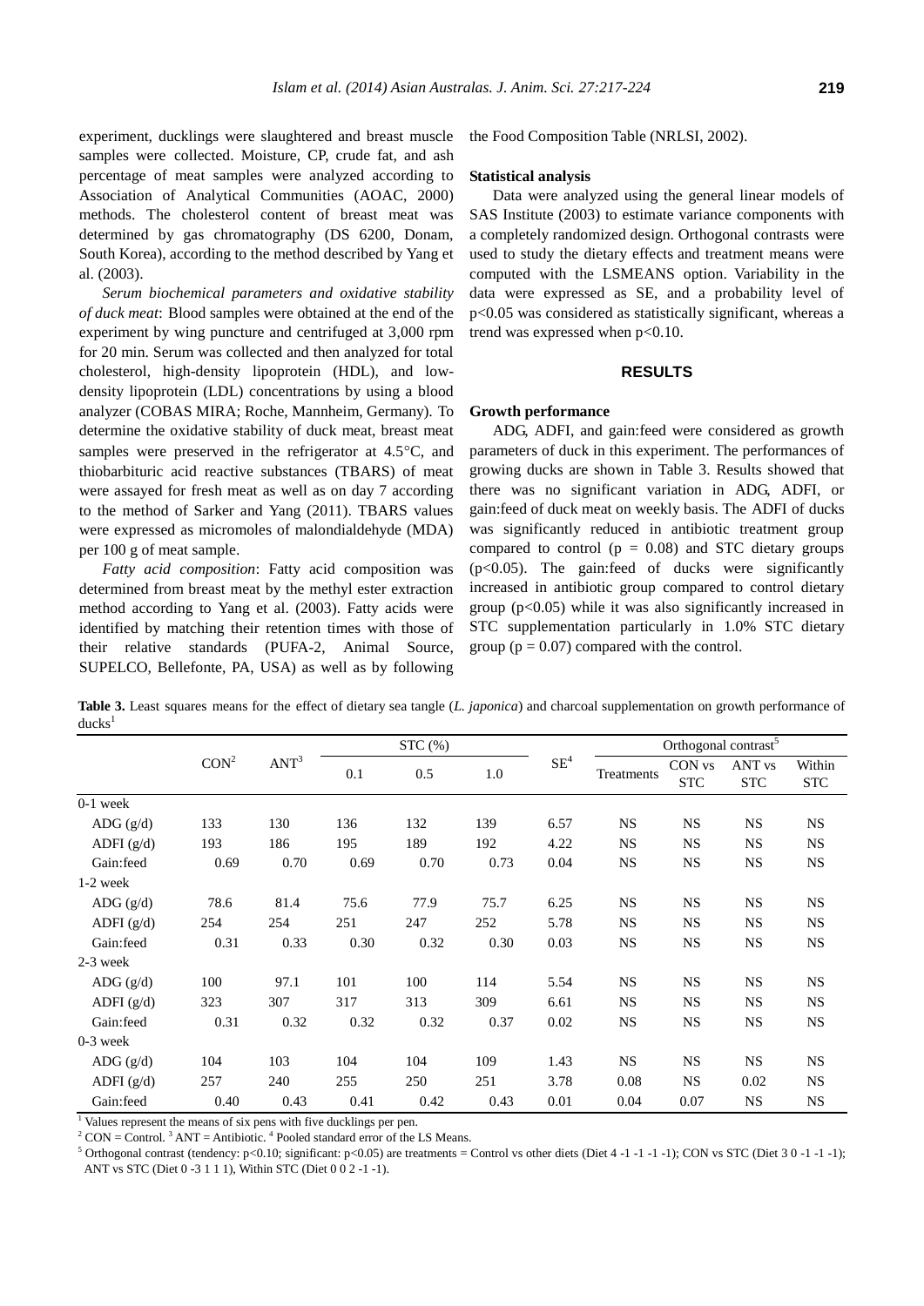experiment, ducklings were slaughtered and breast muscle samples were collected. Moisture, CP, crude fat, and ash percentage of meat samples were analyzed according to Association of Analytical Communities (AOAC, 2000) methods. The cholesterol content of breast meat was determined by gas chromatography (DS 6200, Donam, South Korea), according to the method described by Yang et al. (2003).

*Serum biochemical parameters and oxidative stability of duck meat*: Blood samples were obtained at the end of the experiment by wing puncture and centrifuged at 3,000 rpm for 20 min. Serum was collected and then analyzed for total cholesterol, high-density lipoprotein (HDL), and low-density lipoprotein (LDL) concentrations by using a blood analyzer (COBAS MIRA; Roche, Mannheim, Germany). To determine the oxidative stability of duck meat, breast meat samples were preserved in the refrigerator at 4.5°C, and thiobarbituric acid reactive substances (TBARS) of meat were assayed for fresh meat as well as on day 7 according to the method of Sarker and Yang (2011). TBARS values were expressed as micromoles of malondialdehyde (MDA) per 100 g of meat sample.

*Fatty acid composition*: Fatty acid composition was determined from breast meat by the methyl ester extraction method according to Yang et al. (2003). Fatty acids were identified by matching their retention times with those of their relative standards (PUFA-2, Animal Source, SUPELCO, Bellefonte, PA, USA) as well as by following the Food Composition Table (NRLSI, 2002).

### Statistical analysis

Data were analyzed using the general linear models of SAS Institute (2003) to estimate variance components with a completely randomized design. Orthogonal contrasts were used to study the dietary effects and treatment means were computed with the LSMEANS option. Variability in the data were expressed as SE, and a probability level of $p<0.05$ was considered as statistically significant, whereas a trend was expressed when $p<0.10$.

## RESULTS

### Growth performance

ADG, ADFI, and gain:feed were considered as growth parameters of duck in this experiment. The performances of growing ducks are shown in Table 3. Results showed that there was no significant variation in ADG, ADFI, or gain:feed of duck meat on weekly basis. The ADFI of ducks was significantly reduced in antibiotic treatment group compared to control ($p = 0.08$) and STC dietary groups ($p<0.05$). The gain:feed of ducks were significantly increased in antibiotic group compared to control dietary group ($p<0.05$) while it was also significantly increased in STC supplementation particularly in 1.0% STC dietary group ($p = 0.07$) compared with the control.

**Table 3.** Least squares means for the effect of dietary sea tangle (*L. japonica*) and charcoal supplementation on growth performance of ducks[1]

| | CON[2] | ANT[3] | STC (%) | | | SE[4] | Orthogonal contrast[5] | | | |
|---|---|---|---|---|---|---|---|---|---|---|
| | | | 0.1 | 0.5 | 1.0 | | Treatments | CON vs STC | ANT vs STC | Within STC |
| 0-1 week | | | | | | | | | | |
| ADG (g/d) | 133 | 130 | 136 | 132 | 139 | 6.57 | NS | NS | NS | NS |
| ADFI (g/d) | 193 | 186 | 195 | 189 | 192 | 4.22 | NS | NS | NS | NS |
| Gain:feed | 0.69 | 0.70 | 0.69 | 0.70 | 0.73 | 0.04 | NS | NS | NS | NS |
| 1-2 week | | | | | | | | | | |
| ADG (g/d) | 78.6 | 81.4 | 75.6 | 77.9 | 75.7 | 6.25 | NS | NS | NS | NS |
| ADFI (g/d) | 254 | 254 | 251 | 247 | 252 | 5.78 | NS | NS | NS | NS |
| Gain:feed | 0.31 | 0.33 | 0.30 | 0.32 | 0.30 | 0.03 | NS | NS | NS | NS |
| 2-3 week | | | | | | | | | | |
| ADG (g/d) | 100 | 97.1 | 101 | 100 | 114 | 5.54 | NS | NS | NS | NS |
| ADFI (g/d) | 323 | 307 | 317 | 313 | 309 | 6.61 | NS | NS | NS | NS |
| Gain:feed | 0.31 | 0.32 | 0.32 | 0.32 | 0.37 | 0.02 | NS | NS | NS | NS |
| 0-3 week | | | | | | | | | | |
| ADG (g/d) | 104 | 103 | 104 | 104 | 109 | 1.43 | NS | NS | NS | NS |
| ADFI (g/d) | 257 | 240 | 255 | 250 | 251 | 3.78 | 0.08 | NS | 0.02 | NS |
| Gain:feed | 0.40 | 0.43 | 0.41 | 0.42 | 0.43 | 0.01 | 0.04 | 0.07 | NS | NS |

[1] Values represent the means of six pens with five ducklings per pen.

[2] CON = Control. [3] ANT = Antibiotic. [4] Pooled standard error of the LS Means.

[5] Orthogonal contrast (tendency: $p<0.10$; significant: $p<0.05$) are treatments = Control vs other diets (Diet 4 -1 -1 -1 -1); CON vs STC (Diet 3 0 -1 -1 -1); ANT vs STC (Diet 0 -3 1 1 1), Within STC (Diet 0 0 2 -1 -1).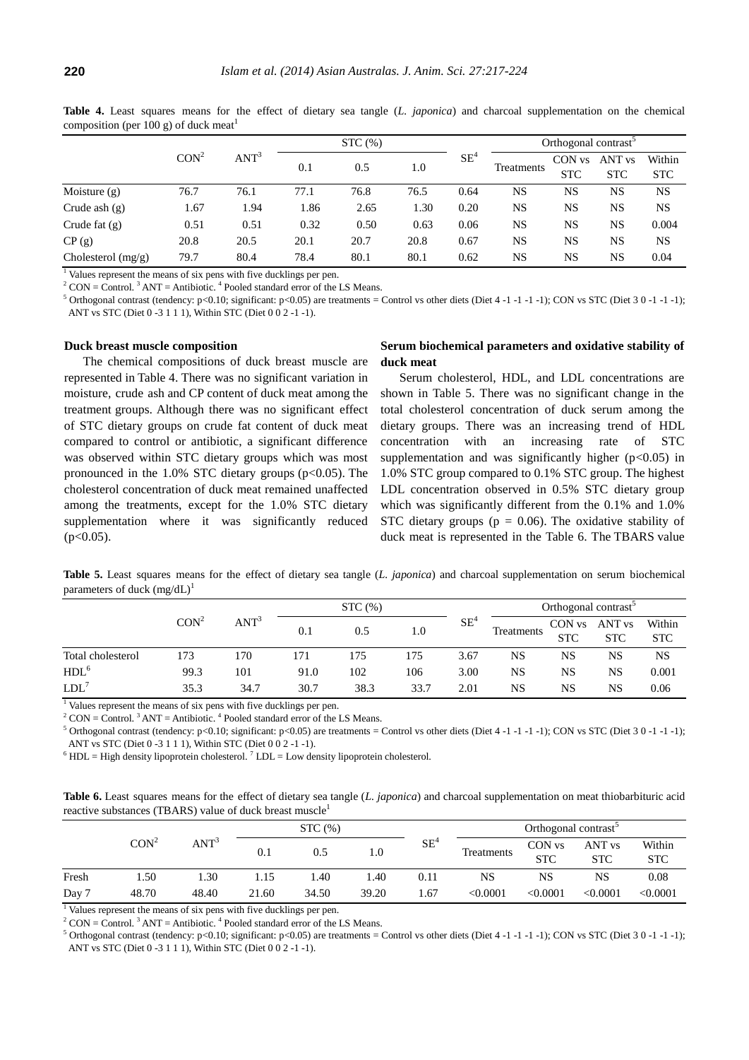**Table 4.** Least squares means for the effect of dietary sea tangle (*L. japonica*) and charcoal supplementation on the chemical composition (per 100 g) of duck meat[1]

| | CON[2] | ANT[3] | STC (%) | | | SE[4] | Orthogonal contrast[5] | | | |
|---|---|---|---|---|---|---|---|---|---|---|
| | | | 0.1 | 0.5 | 1.0 | | Treatments | CON vs STC | ANT vs STC | Within STC |
| Moisture (g) | 76.7 | 76.1 | 77.1 | 76.8 | 76.5 | 0.64 | NS | NS | NS | NS |
| Crude ash (g) | 1.67 | 1.94 | 1.86 | 2.65 | 1.30 | 0.20 | NS | NS | NS | NS |
| Crude fat (g) | 0.51 | 0.51 | 0.32 | 0.50 | 0.63 | 0.06 | NS | NS | NS | 0.004 |
| CP (g) | 20.8 | 20.5 | 20.1 | 20.7 | 20.8 | 0.67 | NS | NS | NS | NS |
| Cholesterol (mg/g) | 79.7 | 80.4 | 78.4 | 80.1 | 80.1 | 0.62 | NS | NS | NS | 0.04 |

[1] Values represent the means of six pens with five ducklings per pen.
[2] CON = Control. [3] ANT = Antibiotic. [4] Pooled standard error of the LS Means.
[5] Orthogonal contrast (tendency: $p<0.10$; significant: $p<0.05$) are treatments = Control vs other diets (Diet 4 -1 -1 -1 -1); CON vs STC (Diet 3 0 -1 -1 -1); ANT vs STC (Diet 0 -3 1 1 1), Within STC (Diet 0 0 2 -1 -1).

#### Duck breast muscle composition

The chemical compositions of duck breast muscle are represented in Table 4. There was no significant variation in moisture, crude ash and CP content of duck meat among the treatment groups. Although there was no significant effect of STC dietary groups on crude fat content of duck meat compared to control or antibiotic, a significant difference was observed within STC dietary groups which was most pronounced in the 1.0% STC dietary groups ($p<0.05$). The cholesterol concentration of duck meat remained unaffected among the treatments, except for the 1.0% STC dietary supplementation where it was significantly reduced ($p<0.05$).

#### Serum biochemical parameters and oxidative stability of duck meat

Serum cholesterol, HDL, and LDL concentrations are shown in Table 5. There was no significant change in the total cholesterol concentration of duck serum among the dietary groups. There was an increasing trend of HDL concentration with an increasing rate of STC supplementation and was significantly higher ($p<0.05$) in 1.0% STC group compared to 0.1% STC group. The highest LDL concentration observed in 0.5% STC dietary group which was significantly different from the 0.1% and 1.0% STC dietary groups ($p = 0.06$). The oxidative stability of duck meat is represented in the Table 6. The TBARS value

**Table 5.** Least squares means for the effect of dietary sea tangle (*L. japonica*) and charcoal supplementation on serum biochemical parameters of duck (mg/dL)[1]

| | CON[2] | ANT[3] | STC (%) | | | SE[4] | Orthogonal contrast[5] | | | |
|---|---|---|---|---|---|---|---|---|---|---|
| | | | 0.1 | 0.5 | 1.0 | | Treatments | CON vs STC | ANT vs STC | Within STC |
| Total cholesterol | 173 | 170 | 171 | 175 | 175 | 3.67 | NS | NS | NS | NS |
| HDL[6] | 99.3 | 101 | 91.0 | 102 | 106 | 3.00 | NS | NS | NS | 0.001 |
| LDL[7] | 35.3 | 34.7 | 30.7 | 38.3 | 33.7 | 2.01 | NS | NS | NS | 0.06 |

[1] Values represent the means of six pens with five ducklings per pen.
[2] CON = Control. [3] ANT = Antibiotic. [4] Pooled standard error of the LS Means.
[5] Orthogonal contrast (tendency: $p<0.10$; significant: $p<0.05$) are treatments = Control vs other diets (Diet 4 -1 -1 -1 -1); CON vs STC (Diet 3 0 -1 -1 -1); ANT vs STC (Diet 0 -3 1 1 1), Within STC (Diet 0 0 2 -1 -1).
[6] HDL = High density lipoprotein cholesterol. [7] LDL = Low density lipoprotein cholesterol.

**Table 6.** Least squares means for the effect of dietary sea tangle (*L. japonica*) and charcoal supplementation on meat thiobarbituric acid reactive substances (TBARS) value of duck breast muscle[1]

| | CON[2] | ANT[3] | STC (%) | | | SE[4] | Orthogonal contrast[5] | | | |
|---|---|---|---|---|---|---|---|---|---|---|
| | | | 0.1 | 0.5 | 1.0 | | Treatments | CON vs STC | ANT vs STC | Within STC |
| Fresh | 1.50 | 1.30 | 1.15 | 1.40 | 1.40 | 0.11 | NS | NS | NS | 0.08 |
| Day 7 | 48.70 | 48.40 | 21.60 | 34.50 | 39.20 | 1.67 | <0.0001 | <0.0001 | <0.0001 | <0.0001 |

[1] Values represent the means of six pens with five ducklings per pen.
[2] CON = Control. [3] ANT = Antibiotic. [4] Pooled standard error of the LS Means.
[5] Orthogonal contrast (tendency: $p<0.10$; significant: $p<0.05$) are treatments = Control vs other diets (Diet 4 -1 -1 -1 -1); CON vs STC (Diet 3 0 -1 -1 -1); ANT vs STC (Diet 0 -3 1 1 1), Within STC (Diet 0 0 2 -1 -1).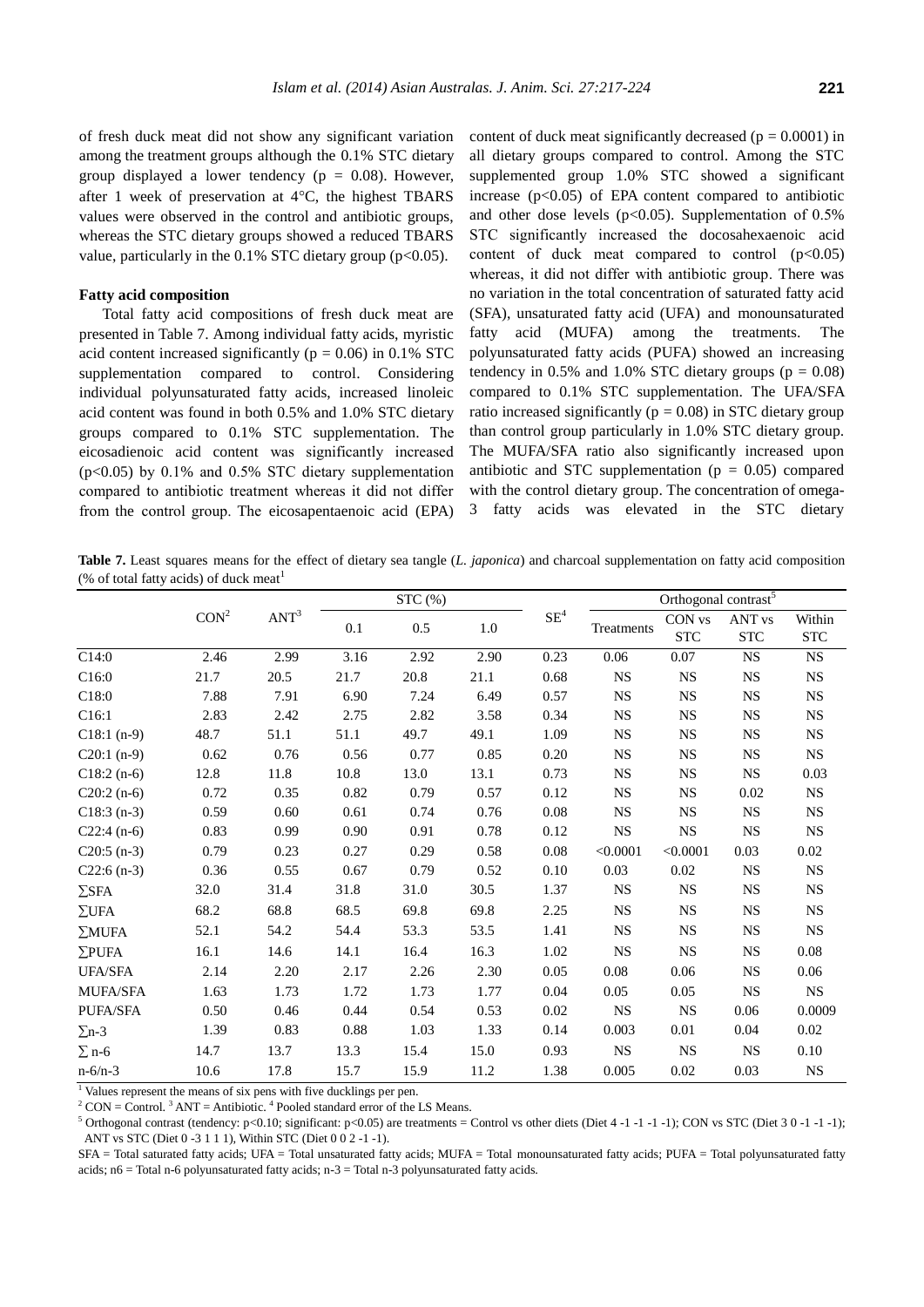of fresh duck meat did not show any significant variation among the treatment groups although the 0.1% STC dietary group displayed a lower tendency ($p = 0.08$). However, after 1 week of preservation at 4°C, the highest TBARS values were observed in the control and antibiotic groups, whereas the STC dietary groups showed a reduced TBARS value, particularly in the 0.1% STC dietary group ($p<0.05$).

**Fatty acid composition**

Total fatty acid compositions of fresh duck meat are presented in Table 7. Among individual fatty acids, myristic acid content increased significantly ($p = 0.06$) in 0.1% STC supplementation compared to control. Considering individual polyunsaturated fatty acids, increased linoleic acid content was found in both 0.5% and 1.0% STC dietary groups compared to 0.1% STC supplementation. The eicosadienoic acid content was significantly increased ($p<0.05$) by 0.1% and 0.5% STC dietary supplementation compared to antibiotic treatment whereas it did not differ from the control group. The eicosapentaenoic acid (EPA) content of duck meat significantly decreased ($p = 0.0001$) in all dietary groups compared to control. Among the STC supplemented group 1.0% STC showed a significant increase ($p<0.05$) of EPA content compared to antibiotic and other dose levels ($p<0.05$). Supplementation of 0.5% STC significantly increased the docosahexaenoic acid content of duck meat compared to control ($p<0.05$) whereas, it did not differ with antibiotic group. There was no variation in the total concentration of saturated fatty acid (SFA), unsaturated fatty acid (UFA) and monounsaturated fatty acid (MUFA) among the treatments. The polyunsaturated fatty acids (PUFA) showed an increasing tendency in 0.5% and 1.0% STC dietary groups ($p = 0.08$) compared to 0.1% STC supplementation. The UFA/SFA ratio increased significantly ($p = 0.08$) in STC dietary group than control group particularly in 1.0% STC dietary group. The MUFA/SFA ratio also significantly increased upon antibiotic and STC supplementation ($p = 0.05$) compared with the control dietary group. The concentration of omega-3 fatty acids was elevated in the STC dietary

**Table 7.** Least squares means for the effect of dietary sea tangle (*L. japonica*) and charcoal supplementation on fatty acid composition (% of total fatty acids) of duck meat[1]

| | CON[2] | ANT[3] | STC (%) | | | SE[4] | Orthogonal contrast[5] | | | |
|---|---|---|---|---|---|---|---|---|---|---|
| | | | 0.1 | 0.5 | 1.0 | | Treatments | CON vs STC | ANT vs STC | Within STC |
| C14:0 | 2.46 | 2.99 | 3.16 | 2.92 | 2.90 | 0.23 | 0.06 | 0.07 | NS | NS |
| C16:0 | 21.7 | 20.5 | 21.7 | 20.8 | 21.1 | 0.68 | NS | NS | NS | NS |
| C18:0 | 7.88 | 7.91 | 6.90 | 7.24 | 6.49 | 0.57 | NS | NS | NS | NS |
| C16:1 | 2.83 | 2.42 | 2.75 | 2.82 | 3.58 | 0.34 | NS | NS | NS | NS |
| C18:1 (n-9) | 48.7 | 51.1 | 51.1 | 49.7 | 49.1 | 1.09 | NS | NS | NS | NS |
| C20:1 (n-9) | 0.62 | 0.76 | 0.56 | 0.77 | 0.85 | 0.20 | NS | NS | NS | NS |
| C18:2 (n-6) | 12.8 | 11.8 | 10.8 | 13.0 | 13.1 | 0.73 | NS | NS | NS | 0.03 |
| C20:2 (n-6) | 0.72 | 0.35 | 0.82 | 0.79 | 0.57 | 0.12 | NS | NS | 0.02 | NS |
| C18:3 (n-3) | 0.59 | 0.60 | 0.61 | 0.74 | 0.76 | 0.08 | NS | NS | NS | NS |
| C22:4 (n-6) | 0.83 | 0.99 | 0.90 | 0.91 | 0.78 | 0.12 | NS | NS | NS | NS |
| C20:5 (n-3) | 0.79 | 0.23 | 0.27 | 0.29 | 0.58 | 0.08 | <0.0001 | <0.0001 | 0.03 | 0.02 |
| C22:6 (n-3) | 0.36 | 0.55 | 0.67 | 0.79 | 0.52 | 0.10 | 0.03 | 0.02 | NS | NS |
| ∑SFA | 32.0 | 31.4 | 31.8 | 31.0 | 30.5 | 1.37 | NS | NS | NS | NS |
| ∑UFA | 68.2 | 68.8 | 68.5 | 69.8 | 69.8 | 2.25 | NS | NS | NS | NS |
| ∑MUFA | 52.1 | 54.2 | 54.4 | 53.3 | 53.5 | 1.41 | NS | NS | NS | NS |
| ∑PUFA | 16.1 | 14.6 | 14.1 | 16.4 | 16.3 | 1.02 | NS | NS | NS | 0.08 |
| UFA/SFA | 2.14 | 2.20 | 2.17 | 2.26 | 2.30 | 0.05 | 0.08 | 0.06 | NS | 0.06 |
| MUFA/SFA | 1.63 | 1.73 | 1.72 | 1.73 | 1.77 | 0.04 | 0.05 | 0.05 | NS | NS |
| PUFA/SFA | 0.50 | 0.46 | 0.44 | 0.54 | 0.53 | 0.02 | NS | NS | 0.06 | 0.0009 |
| ∑n-3 | 1.39 | 0.83 | 0.88 | 1.03 | 1.33 | 0.14 | 0.003 | 0.01 | 0.04 | 0.02 |
| ∑ n-6 | 14.7 | 13.7 | 13.3 | 15.4 | 15.0 | 0.93 | NS | NS | NS | 0.10 |
| n-6/n-3 | 10.6 | 17.8 | 15.7 | 15.9 | 11.2 | 1.38 | 0.005 | 0.02 | 0.03 | NS |

[1] Values represent the means of six pens with five ducklings per pen.

[2] CON = Control. [3] ANT = Antibiotic. [4] Pooled standard error of the LS Means.

[5] Orthogonal contrast (tendency: $p<0.10$; significant: $p<0.05$) are treatments = Control vs other diets (Diet 4 -1 -1 -1 -1); CON vs STC (Diet 3 0 -1 -1 -1); ANT vs STC (Diet 0 -3 1 1 1), Within STC (Diet 0 0 2 -1 -1).

SFA = Total saturated fatty acids; UFA = Total unsaturated fatty acids; MUFA = Total monounsaturated fatty acids; PUFA = Total polyunsaturated fatty acids; n6 = Total n-6 polyunsaturated fatty acids; n-3 = Total n-3 polyunsaturated fatty acids.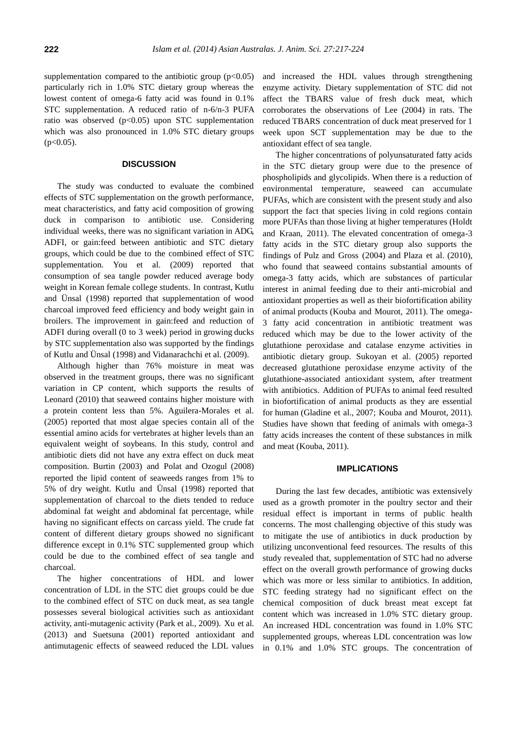supplementation compared to the antibiotic group ($p<0.05$) particularly rich in 1.0% STC dietary group whereas the lowest content of omega-6 fatty acid was found in 0.1% STC supplementation. A reduced ratio of n-6/n-3 PUFA ratio was observed ($p<0.05$) upon STC supplementation which was also pronounced in 1.0% STC dietary groups ($p<0.05$).

## DISCUSSION

The study was conducted to evaluate the combined effects of STC supplementation on the growth performance, meat characteristics, and fatty acid composition of growing duck in comparison to antibiotic use. Considering individual weeks, there was no significant variation in ADG, ADFI, or gain:feed between antibiotic and STC dietary groups, which could be due to the combined effect of STC supplementation. You et al. (2009) reported that consumption of sea tangle powder reduced average body weight in Korean female college students. In contrast, Kutlu and Ünsal (1998) reported that supplementation of wood charcoal improved feed efficiency and body weight gain in broilers. The improvement in gain:feed and reduction of ADFI during overall (0 to 3 week) period in growing ducks by STC supplementation also was supported by the findings of Kutlu and Ünsal (1998) and Vidanarachchi et al. (2009).

Although higher than 76% moisture in meat was observed in the treatment groups, there was no significant variation in CP content, which supports the results of Leonard (2010) that seaweed contains higher moisture with a protein content less than 5%. Aguilera-Morales et al. (2005) reported that most algae species contain all of the essential amino acids for vertebrates at higher levels than an equivalent weight of soybeans. In this study, control and antibiotic diets did not have any extra effect on duck meat composition. Burtin (2003) and Polat and Ozogul (2008) reported the lipid content of seaweeds ranges from 1% to 5% of dry weight. Kutlu and Ünsal (1998) reported that supplementation of charcoal to the diets tended to reduce abdominal fat weight and abdominal fat percentage, while having no significant effects on carcass yield. The crude fat content of different dietary groups showed no significant difference except in 0.1% STC supplemented group which could be due to the combined effect of sea tangle and charcoal.

The higher concentrations of HDL and lower concentration of LDL in the STC diet groups could be due to the combined effect of STC on duck meat, as sea tangle possesses several biological activities such as antioxidant activity, anti-mutagenic activity (Park et al., 2009). Xu et al. (2013) and Suetsuna (2001) reported antioxidant and antimutagenic effects of seaweed reduced the LDL values and increased the HDL values through strengthening enzyme activity. Dietary supplementation of STC did not affect the TBARS value of fresh duck meat, which corroborates the observations of Lee (2004) in rats. The reduced TBARS concentration of duck meat preserved for 1 week upon SCT supplementation may be due to the antioxidant effect of sea tangle.

The higher concentrations of polyunsaturated fatty acids in the STC dietary group were due to the presence of phospholipids and glycolipids. When there is a reduction of environmental temperature, seaweed can accumulate PUFAs, which are consistent with the present study and also support the fact that species living in cold regions contain more PUFAs than those living at higher temperatures (Holdt and Kraan, 2011). The elevated concentration of omega-3 fatty acids in the STC dietary group also supports the findings of Pulz and Gross (2004) and Plaza et al. (2010), who found that seaweed contains substantial amounts of omega-3 fatty acids, which are substances of particular interest in animal feeding due to their anti-microbial and antioxidant properties as well as their biofortification ability of animal products (Kouba and Mourot, 2011). The omega-3 fatty acid concentration in antibiotic treatment was reduced which may be due to the lower activity of the glutathione peroxidase and catalase enzyme activities in antibiotic dietary group. Sukoyan et al. (2005) reported decreased glutathione peroxidase enzyme activity of the glutathione-associated antioxidant system, after treatment with antibiotics. Addition of PUFAs to animal feed resulted in biofortification of animal products as they are essential for human (Gladine et al., 2007; Kouba and Mourot, 2011). Studies have shown that feeding of animals with omega-3 fatty acids increases the content of these substances in milk and meat (Kouba, 2011).

## IMPLICATIONS

During the last few decades, antibiotic was extensively used as a growth promoter in the poultry sector and their residual effect is important in terms of public health concerns. The most challenging objective of this study was to mitigate the use of antibiotics in duck production by utilizing unconventional feed resources. The results of this study revealed that, supplementation of STC had no adverse effect on the overall growth performance of growing ducks which was more or less similar to antibiotics. In addition, STC feeding strategy had no significant effect on the chemical composition of duck breast meat except fat content which was increased in 1.0% STC dietary group. An increased HDL concentration was found in 1.0% STC supplemented groups, whereas LDL concentration was low in 0.1% and 1.0% STC groups. The concentration of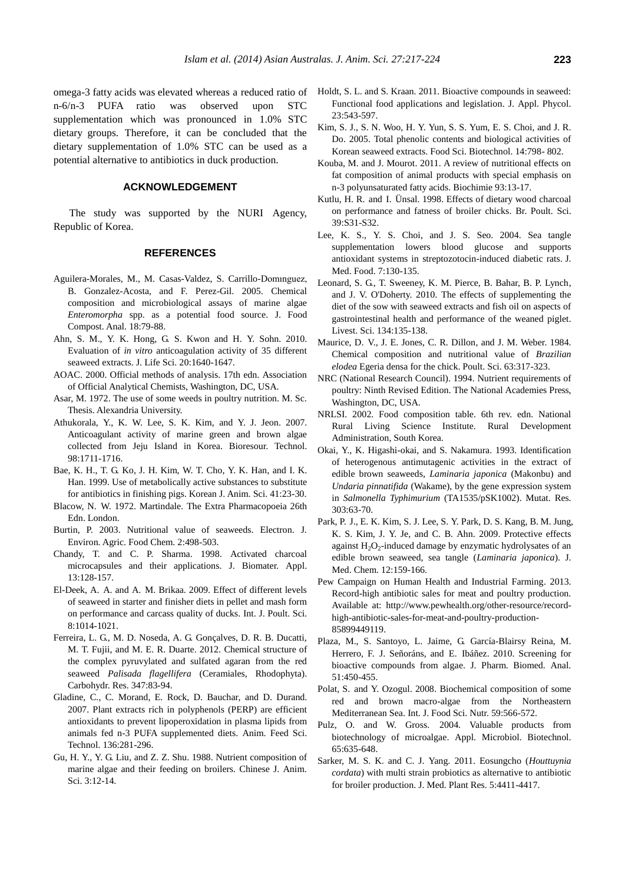omega-3 fatty acids was elevated whereas a reduced ratio of n-6/n-3 PUFA ratio was observed upon STC supplementation which was pronounced in 1.0% STC dietary groups. Therefore, it can be concluded that the dietary supplementation of 1.0% STC can be used as a potential alternative to antibiotics in duck production.

## ACKNOWLEDGEMENT

The study was supported by the NURI Agency, Republic of Korea.

## REFERENCES

Aguilera-Morales, M., M. Casas-Valdez, S. Carrillo-Domınguez, B. Gonzalez-Acosta, and F. Perez-Gil. 2005. Chemical composition and microbiological assays of marine algae *Enteromorpha* spp. as a potential food source. J. Food Compost. Anal. 18:79-88.

Ahn, S. M., Y. K. Hong, G. S. Kwon and H. Y. Sohn. 2010. Evaluation of *in vitro* anticoagulation activity of 35 different seaweed extracts. J. Life Sci. 20:1640-1647.

AOAC. 2000. Official methods of analysis. 17th edn. Association of Official Analytical Chemists, Washington, DC, USA.

Asar, M. 1972. The use of some weeds in poultry nutrition. M. Sc. Thesis. Alexandria University.

Athukorala, Y., K. W. Lee, S. K. Kim, and Y. J. Jeon. 2007. Anticoagulant activity of marine green and brown algae collected from Jeju Island in Korea. Bioresour. Technol. 98:1711-1716.

Bae, K. H., T. G. Ko, J. H. Kim, W. T. Cho, Y. K. Han, and I. K. Han. 1999. Use of metabolically active substances to substitute for antibiotics in finishing pigs. Korean J. Anim. Sci. 41:23-30.

Blacow, N. W. 1972. Martindale. The Extra Pharmacopoeia 26th Edn. London.

Burtin, P. 2003. Nutritional value of seaweeds. Electron. J. Environ. Agric. Food Chem. 2:498-503.

Chandy, T. and C. P. Sharma. 1998. Activated charcoal microcapsules and their applications. J. Biomater. Appl. 13:128-157.

El-Deek, A. A. and A. M. Brikaa. 2009. Effect of different levels of seaweed in starter and finisher diets in pellet and mash form on performance and carcass quality of ducks. Int. J. Poult. Sci. 8:1014-1021.

Ferreira, L. G., M. D. Noseda, A. G. Gonçalves, D. R. B. Ducatti, M. T. Fujii, and M. E. R. Duarte. 2012. Chemical structure of the complex pyruvylated and sulfated agaran from the red seaweed *Palisada flagellifera* (Ceramiales, Rhodophyta). Carbohydr. Res. 347:83-94.

Gladine, C., C. Morand, E. Rock, D. Bauchar, and D. Durand. 2007. Plant extracts rich in polyphenols (PERP) are efficient antioxidants to prevent lipoperoxidation in plasma lipids from animals fed n-3 PUFA supplemented diets. Anim. Feed Sci. Technol. 136:281-296.

Gu, H. Y., Y. G. Liu, and Z. Z. Shu. 1988. Nutrient composition of marine algae and their feeding on broilers. Chinese J. Anim. Sci. 3:12-14.

Holdt, S. L. and S. Kraan. 2011. Bioactive compounds in seaweed: Functional food applications and legislation. J. Appl. Phycol. 23:543-597.

Kim, S. J., S. N. Woo, H. Y. Yun, S. S. Yum, E. S. Choi, and J. R. Do. 2005. Total phenolic contents and biological activities of Korean seaweed extracts. Food Sci. Biotechnol. 14:798- 802.

Kouba, M. and J. Mourot. 2011. A review of nutritional effects on fat composition of animal products with special emphasis on n-3 polyunsaturated fatty acids. Biochimie 93:13-17.

Kutlu, H. R. and I. Ünsal. 1998. Effects of dietary wood charcoal on performance and fatness of broiler chicks. Br. Poult. Sci. 39:S31-S32.

Lee, K. S., Y. S. Choi, and J. S. Seo. 2004. Sea tangle supplementation lowers blood glucose and supports antioxidant systems in streptozotocin-induced diabetic rats. J. Med. Food. 7:130-135.

Leonard, S. G., T. Sweeney, K. M. Pierce, B. Bahar, B. P. Lynch, and J. V. O'Doherty. 2010. The effects of supplementing the diet of the sow with seaweed extracts and fish oil on aspects of gastrointestinal health and performance of the weaned piglet. Livest. Sci. 134:135-138.

Maurice, D. V., J. E. Jones, C. R. Dillon, and J. M. Weber. 1984. Chemical composition and nutritional value of *Brazilian elodea* Egeria densa for the chick. Poult. Sci. 63:317-323.

NRC (National Research Council). 1994. Nutrient requirements of poultry: Ninth Revised Edition. The National Academies Press, Washington, DC, USA.

NRLSI. 2002. Food composition table. 6th rev. edn. National Rural Living Science Institute. Rural Development Administration, South Korea.

Okai, Y., K. Higashi-okai, and S. Nakamura. 1993. Identification of heterogenous antimutagenic activities in the extract of edible brown seaweeds, *Laminaria japonica* (Makonbu) and *Undaria pinnatifida* (Wakame), by the gene expression system in *Salmonella Typhimurium* (TA1535/pSK1002). Mutat. Res. 303:63-70.

Park, P. J., E. K. Kim, S. J. Lee, S. Y. Park, D. S. Kang, B. M. Jung, K. S. Kim, J. Y. Je, and C. B. Ahn. 2009. Protective effects against $H_2O_2$-induced damage by enzymatic hydrolysates of an edible brown seaweed, sea tangle (*Laminaria japonica*). J. Med. Chem. 12:159-166.

Pew Campaign on Human Health and Industrial Farming. 2013. Record-high antibiotic sales for meat and poultry production. Available at: http://www.pewhealth.org/other-resource/record-high-antibiotic-sales-for-meat-and-poultry-production-85899449119.

Plaza, M., S. Santoyo, L. Jaime, G. García-Blairsy Reina, M. Herrero, F. J. Señoráns, and E. Ibáñez. 2010. Screening for bioactive compounds from algae. J. Pharm. Biomed. Anal. 51:450-455.

Polat, S. and Y. Ozogul. 2008. Biochemical composition of some red and brown macro-algae from the Northeastern Mediterranean Sea. Int. J. Food Sci. Nutr. 59:566-572.

Pulz, O. and W. Gross. 2004. Valuable products from biotechnology of microalgae. Appl. Microbiol. Biotechnol. 65:635-648.

Sarker, M. S. K. and C. J. Yang. 2011. Eosungcho (*Houttuynia cordata*) with multi strain probiotics as alternative to antibiotic for broiler production. J. Med. Plant Res. 5:4411-4417.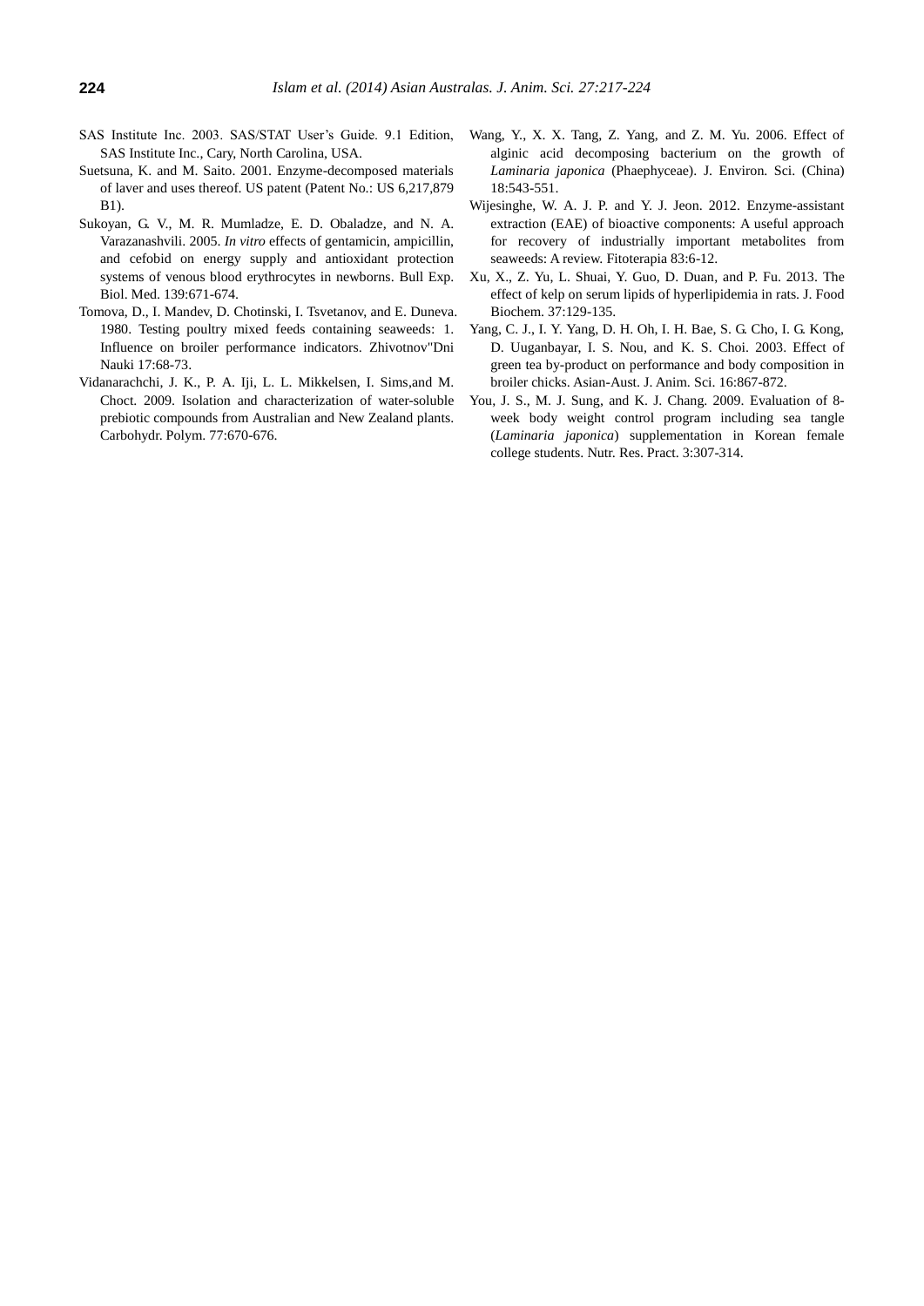SAS Institute Inc. 2003. SAS/STAT User's Guide. 9.1 Edition, SAS Institute Inc., Cary, North Carolina, USA.

Suetsuna, K. and M. Saito. 2001. Enzyme-decomposed materials of laver and uses thereof. US patent (Patent No.: US 6,217,879 B1).

Sukoyan, G. V., M. R. Mumladze, E. D. Obaladze, and N. A. Varazanashvili. 2005. *In vitro* effects of gentamicin, ampicillin, and cefobid on energy supply and antioxidant protection systems of venous blood erythrocytes in newborns. Bull Exp. Biol. Med. 139:671-674.

Tomova, D., I. Mandev, D. Chotinski, I. Tsvetanov, and E. Duneva. 1980. Testing poultry mixed feeds containing seaweeds: 1. Influence on broiler performance indicators. Zhivotnov"Dni Nauki 17:68-73.

Vidanarachchi, J. K., P. A. Iji, L. L. Mikkelsen, I. Sims,and M. Choct. 2009. Isolation and characterization of water-soluble prebiotic compounds from Australian and New Zealand plants. Carbohydr. Polym. 77:670-676.

Wang, Y., X. X. Tang, Z. Yang, and Z. M. Yu. 2006. Effect of alginic acid decomposing bacterium on the growth of *Laminaria japonica* (Phaephyceae). J. Environ. Sci. (China) 18:543-551.

Wijesinghe, W. A. J. P. and Y. J. Jeon. 2012. Enzyme-assistant extraction (EAE) of bioactive components: A useful approach for recovery of industrially important metabolites from seaweeds: A review. Fitoterapia 83:6-12.

Xu, X., Z. Yu, L. Shuai, Y. Guo, D. Duan, and P. Fu. 2013. The effect of kelp on serum lipids of hyperlipidemia in rats. J. Food Biochem. 37:129-135.

Yang, C. J., I. Y. Yang, D. H. Oh, I. H. Bae, S. G. Cho, I. G. Kong, D. Uuganbayar, I. S. Nou, and K. S. Choi. 2003. Effect of green tea by-product on performance and body composition in broiler chicks. Asian-Aust. J. Anim. Sci. 16:867-872.

You, J. S., M. J. Sung, and K. J. Chang. 2009. Evaluation of 8-week body weight control program including sea tangle (*Laminaria japonica*) supplementation in Korean female college students. Nutr. Res. Pract. 3:307-314.